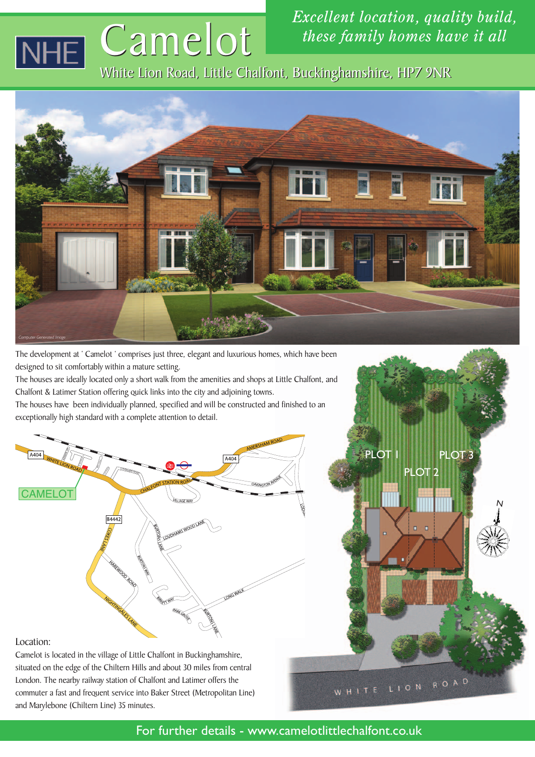# Camelot

*Excellent location, quality build, these family homes have it all*

White Lion Road, Little Chalfont, Buckinghamshire, HP7 9NR

Computer Generated Image

The development at ' Camelot ' comprises just three, elegant and luxurious homes, which have been designed to sit comfortably within a mature setting.

The houses are ideally located only a short walk from the amenities and shops at Little Chalfont, and Chalfont & Latimer Station offering quick links into the city and adjoining towns.

The houses have been individually planned, specified and will be constructed and finished to an exceptionally high standard with a complete attention to detail.

## Location:

Camelot is located in the village of Little Chalfont in Buckinghamshire, situated on the edge of the Chiltern Hills and about 30 miles from central London. The nearby railway station of Chalfont and Latimer offers the commuter a fast and frequent service into Baker Street (Metropolitan Line) and Marylebone (Chiltern Line) 35 minutes.

For further details - www.camelotlittlechalfont.co.uk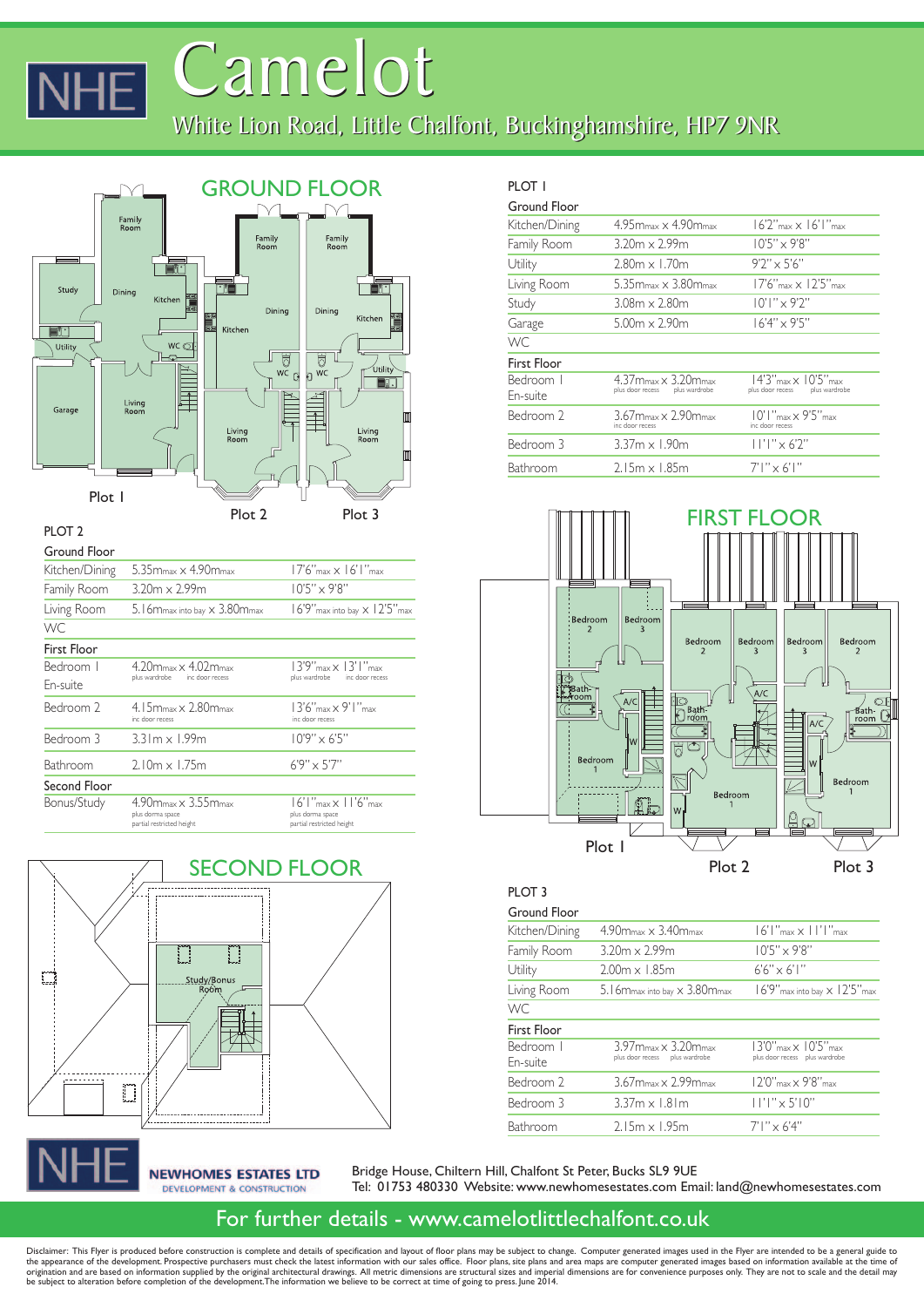# Camelot

White Lion Road, Little Chalfont, Buckinghamshire, HP7 9NR

## GROUND FLOOR

Plot 1

Plot 2

Plot 3

### PLOT 1

| | | |
|---|---|---|
| **Ground Floor** | | |
| Kitchen/Dining | 4.95m max x 4.90m max | 16'2" max x 16'1" max |
| Family Room | 3.20m x 2.99m | 10'5" x 9'8" |
| Utility | 2.80m x 1.70m | 9'2" x 5'6" |
| Living Room | 5.35m max x 3.80m max | 17'6" max x 12'5" max |
| Study | 3.08m x 2.80m | 10'1" x 9'2" |
| Garage | 5.00m x 2.90m | 16'4" x 9'5" |
| WC | | |
| **First Floor** | | |
| Bedroom 1 En-suite | 4.37m max x 3.20m max plus door recess plus wardrobe | 14'3" max x 10'5" max plus door recess plus wardrobe |
| Bedroom 2 | 3.67m max x 2.90m max inc door recess | 10'1" max x 9'5" max inc door recess |
| Bedroom 3 | 3.37m x 1.90m | 11'1" x 6'2" |
| Bathroom | 2.15m x 1.85m | 7'1" x 6'1" |

### PLOT 2

| | | |
|---|---|---|
| **Ground Floor** | | |
| Kitchen/Dining | 5.35m max x 4.90m max | 17'6" max x 16'1" max |
| Family Room | 3.20m x 2.99m | 10'5" x 9'8" |
| Living Room | 5.16m max into bay x 3.80m max | 16'9" max into bay x 12'5" max |
| WC | | |
| **First Floor** | | |
| Bedroom 1 En-suite | 4.20m max x 4.02m max plus wardrobe inc door recess | 13'9" max x 13'1" max plus wardrobe inc door recess |
| Bedroom 2 | 4.15m max x 2.80m max inc door recess | 13'6" max x 9'1" max inc door recess |
| Bedroom 3 | 3.31m x 1.99m | 10'9" x 6'5" |
| Bathroom | 2.10m x 1.75m | 6'9" x 5'7" |
| **Second Floor** | | |
| Bonus/Study | 4.90m max x 3.55m max plus dorma space partial restricted height | 16'1" max x 11'6" max plus dorma space partial restricted height |

## FIRST FLOOR

Plot 1

Plot 2

Plot 3

## SECOND FLOOR

Study/Bonus Room

### PLOT 3

| | | |
|---|---|---|
| **Ground Floor** | | |
| Kitchen/Dining | 4.90m max x 3.40m max | 16'1" max x 11'1" max |
| Family Room | 3.20m x 2.99m | 10'5" x 9'8" |
| Utility | 2.00m x 1.85m | 6'6" x 6'1" |
| Living Room | 5.16m max into bay x 3.80m max | 16'9" max into bay x 12'5" max |
| WC | | |
| **First Floor** | | |
| Bedroom 1 En-suite | 3.97m max x 3.20m max plus door recess plus wardrobe | 13'0" max x 10'5" max plus door recess plus wardrobe |
| Bedroom 2 | 3.67m max x 2.99m max | 12'0" max x 9'8" max |
| Bedroom 3 | 3.37m x 1.81m | 11'1" x 5'10" |
| Bathroom | 2.15m x 1.95m | 7'1" x 6'4" |

NHE NEWHOMES ESTATES LTD DEVELOPMENT & CONSTRUCTION

Bridge House, Chiltern Hill, Chalfont St Peter, Bucks SL9 9UE
Tel: 01753 480330 Website: www.newhomesestates.com Email: land@newhomesestates.com

**For further details - www.camelotlittlechalfont.co.uk**

Disclaimer: This Flyer is produced before construction is complete and details of specification and layout of floor plans may be subject to change. Computer generated images used in the Flyer are intended to be a general guide to the appearance of the development. Prospective purchasers must check the latest information with our sales office. Floor plans, site plans and area maps are computer generated images based on information available at the time of origination and are based on information supplied by the original architectural drawings. All metric dimensions are structural sizes and imperial dimensions are for convenience purposes only. They are not to scale and the detail may be subject to alteration before completion of the development. The information we believe to be correct at time of going to press. June 2014.